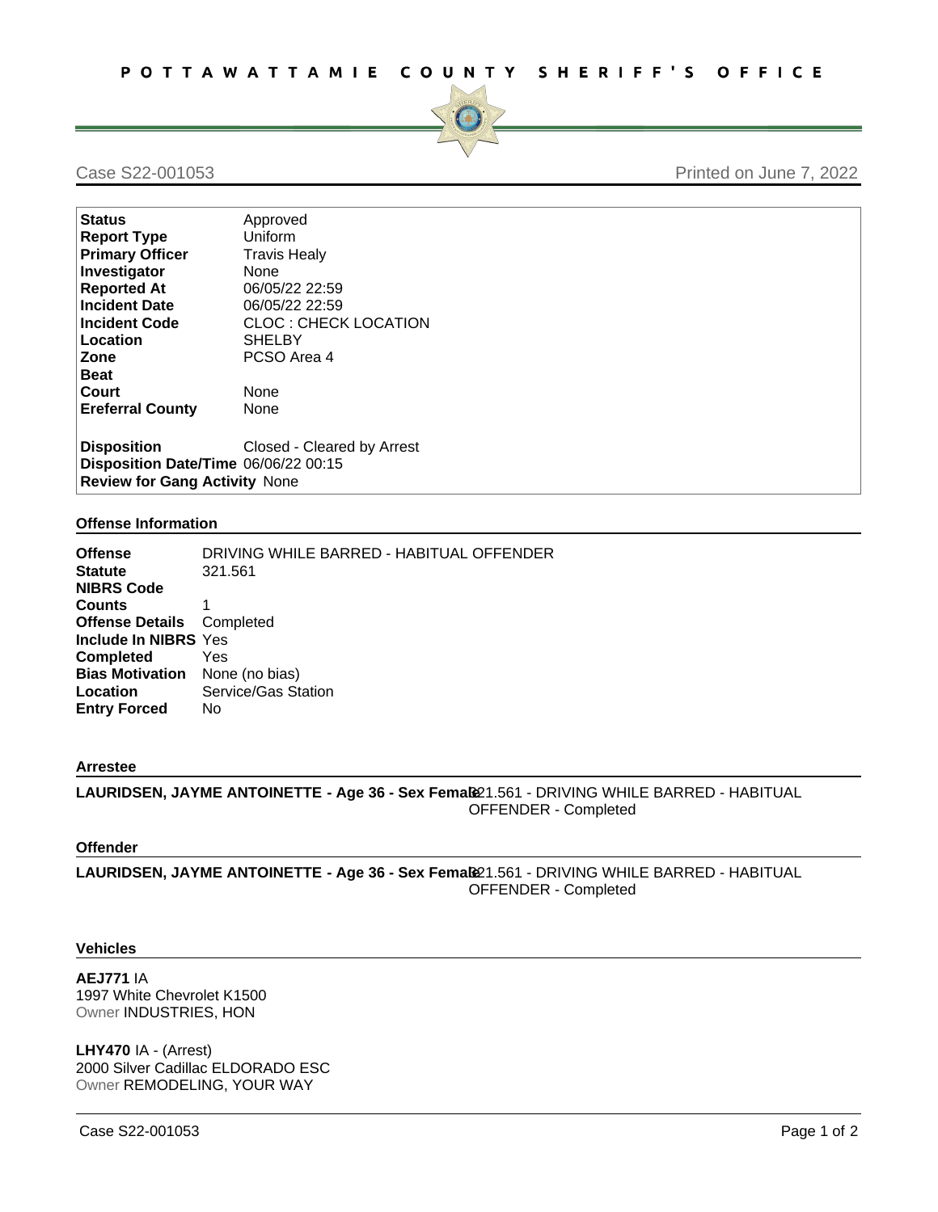# POTTAWATTAMIE COUNTY SHERIFF'S OFFICE

Case S22-001053 Printed on June 7, 2022

| | |
|---|---|
| **Status** | Approved |
| **Report Type** | Uniform |
| **Primary Officer** | Travis Healy |
| **Investigator** | None |
| **Reported At** | 06/05/22 22:59 |
| **Incident Date** | 06/05/22 22:59 |
| **Incident Code** | CLOC : CHECK LOCATION |
| **Location** | SHELBY |
| **Zone** | PCSO Area 4 |
| **Beat** | |
| **Court** | None |
| **Ereferral County** | None |
| **Disposition** | Closed - Cleared by Arrest |
| **Disposition Date/Time** | 06/06/22 00:15 |
| **Review for Gang Activity** | None |

## Offense Information

| | |
|---|---|
| **Offense** | DRIVING WHILE BARRED - HABITUAL OFFENDER |
| **Statute** | 321.561 |
| **NIBRS Code** | |
| **Counts** | 1 |
| **Offense Details** | Completed |
| **Include In NIBRS** | Yes |
| **Completed** | Yes |
| **Bias Motivation** | None (no bias) |
| **Location** | Service/Gas Station |
| **Entry Forced** | No |

## Arrestee

**LAURIDSEN, JAYME ANTOINETTE - Age 36 - Sex Female** 321.561 - DRIVING WHILE BARRED - HABITUAL OFFENDER - Completed

## Offender

**LAURIDSEN, JAYME ANTOINETTE - Age 36 - Sex Female** 321.561 - DRIVING WHILE BARRED - HABITUAL OFFENDER - Completed

## Vehicles

**AEJ771** IA
1997 White Chevrolet K1500
Owner INDUSTRIES, HON

**LHY470** IA - (Arrest)
2000 Silver Cadillac ELDORADO ESC
Owner REMODELING, YOUR WAY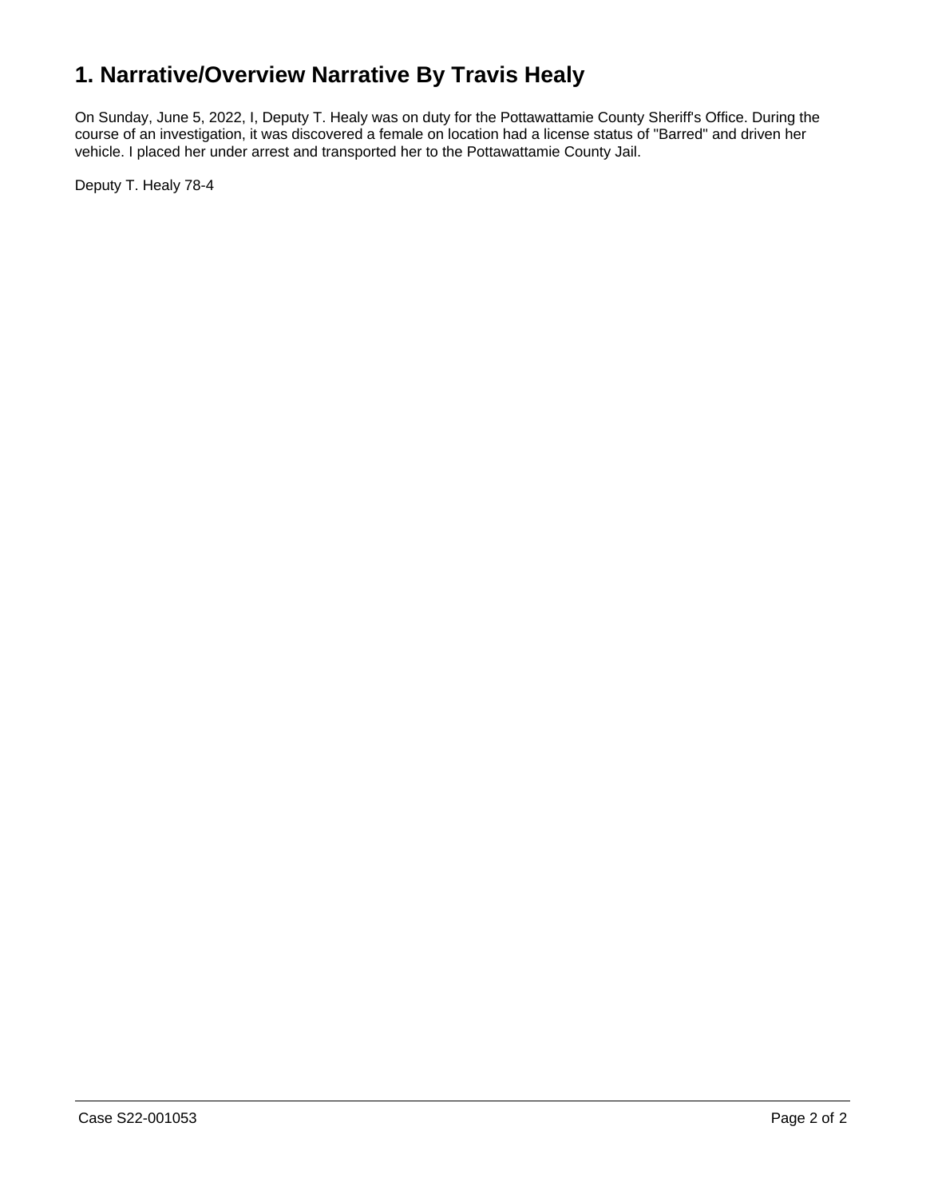# 1. Narrative/Overview Narrative By Travis Healy

On Sunday, June 5, 2022, I, Deputy T. Healy was on duty for the Pottawattamie County Sheriff's Office. During the course of an investigation, it was discovered a female on location had a license status of "Barred" and driven her vehicle. I placed her under arrest and transported her to the Pottawattamie County Jail.

Deputy T. Healy 78-4